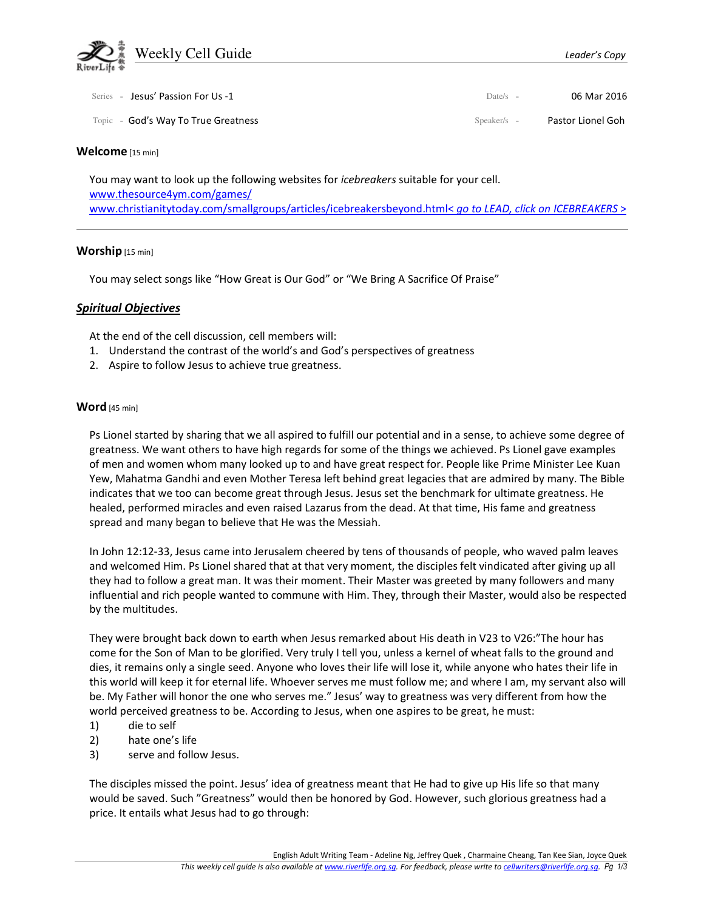# Weekly Cell Guide

*Leader's Copy*

Series - Jesus' Passion For Us -1 | Date/s - 06 Mar 2016

Topic - God's Way To True Greatness | Speaker/s - Pastor Lionel Goh

## Welcome [15 min]

You may want to look up the following websites for *icebreakers* suitable for your cell.
www.thesource4ym.com/games/
www.christianitytoday.com/smallgroups/articles/icebreakersbeyond.html< *go to LEAD, click on ICEBREAKERS* >

---

## Worship [15 min]

You may select songs like "How Great is Our God" or "We Bring A Sacrifice Of Praise"

## ***Spiritual Objectives***

At the end of the cell discussion, cell members will:

1. Understand the contrast of the world's and God's perspectives of greatness
2. Aspire to follow Jesus to achieve true greatness.

## Word [45 min]

Ps Lionel started by sharing that we all aspired to fulfill our potential and in a sense, to achieve some degree of greatness. We want others to have high regards for some of the things we achieved. Ps Lionel gave examples of men and women whom many looked up to and have great respect for. People like Prime Minister Lee Kuan Yew, Mahatma Gandhi and even Mother Teresa left behind great legacies that are admired by many. The Bible indicates that we too can become great through Jesus. Jesus set the benchmark for ultimate greatness. He healed, performed miracles and even raised Lazarus from the dead. At that time, His fame and greatness spread and many began to believe that He was the Messiah.

In John 12:12-33, Jesus came into Jerusalem cheered by tens of thousands of people, who waved palm leaves and welcomed Him. Ps Lionel shared that at that very moment, the disciples felt vindicated after giving up all they had to follow a great man. It was their moment. Their Master was greeted by many followers and many influential and rich people wanted to commune with Him. They, through their Master, would also be respected by the multitudes.

They were brought back down to earth when Jesus remarked about His death in V23 to V26:"The hour has come for the Son of Man to be glorified. Very truly I tell you, unless a kernel of wheat falls to the ground and dies, it remains only a single seed. Anyone who loves their life will lose it, while anyone who hates their life in this world will keep it for eternal life. Whoever serves me must follow me; and where I am, my servant also will be. My Father will honor the one who serves me." Jesus' way to greatness was very different from how the world perceived greatness to be. According to Jesus, when one aspires to be great, he must:

1) die to self
2) hate one's life
3) serve and follow Jesus.

The disciples missed the point. Jesus' idea of greatness meant that He had to give up His life so that many would be saved. Such "Greatness" would then be honored by God. However, such glorious greatness had a price. It entails what Jesus had to go through: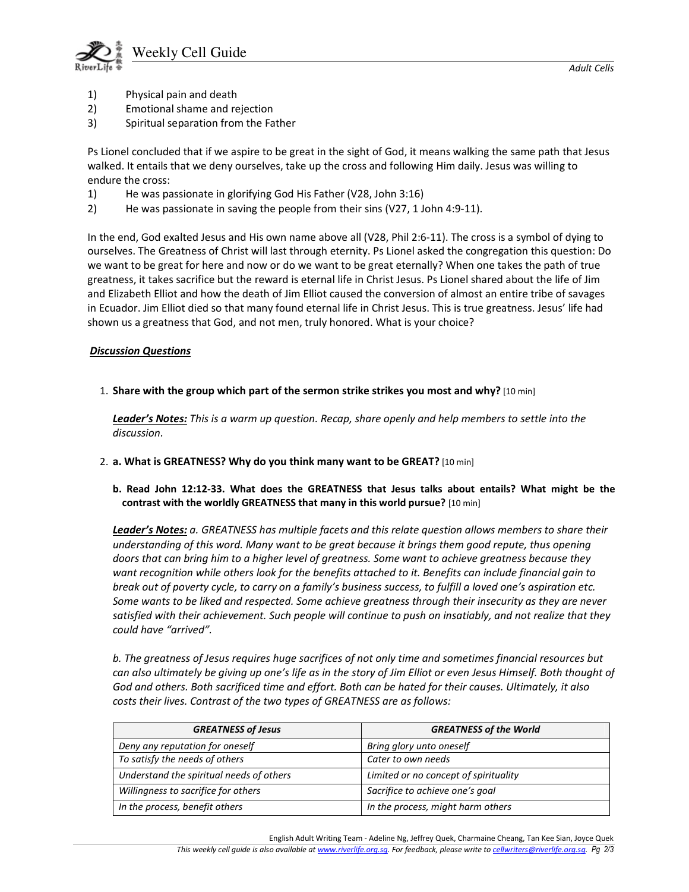1) Physical pain and death
2) Emotional shame and rejection
3) Spiritual separation from the Father

Ps Lionel concluded that if we aspire to be great in the sight of God, it means walking the same path that Jesus walked. It entails that we deny ourselves, take up the cross and following Him daily. Jesus was willing to endure the cross:

1) He was passionate in glorifying God His Father (V28, John 3:16)
2) He was passionate in saving the people from their sins (V27, 1 John 4:9-11).

In the end, God exalted Jesus and His own name above all (V28, Phil 2:6-11). The cross is a symbol of dying to ourselves. The Greatness of Christ will last through eternity. Ps Lionel asked the congregation this question: Do we want to be great for here and now or do we want to be great eternally? When one takes the path of true greatness, it takes sacrifice but the reward is eternal life in Christ Jesus. Ps Lionel shared about the life of Jim and Elizabeth Elliot and how the death of Jim Elliot caused the conversion of almost an entire tribe of savages in Ecuador. Jim Elliot died so that many found eternal life in Christ Jesus. This is true greatness. Jesus' life had shown us a greatness that God, and not men, truly honored. What is your choice?

***Discussion Questions***

1. **Share with the group which part of the sermon strike strikes you most and why?** [10 min]

   ***Leader's Notes:*** *This is a warm up question. Recap, share openly and help members to settle into the discussion.*

2. **a. What is GREATNESS? Why do you think many want to be GREAT?** [10 min]

   **b. Read John 12:12-33. What does the GREATNESS that Jesus talks about entails? What might be the contrast with the worldly GREATNESS that many in this world pursue?** [10 min]

   ***Leader's Notes:*** *a. GREATNESS has multiple facets and this relate question allows members to share their understanding of this word. Many want to be great because it brings them good repute, thus opening doors that can bring him to a higher level of greatness. Some want to achieve greatness because they want recognition while others look for the benefits attached to it. Benefits can include financial gain to break out of poverty cycle, to carry on a family's business success, to fulfill a loved one's aspiration etc. Some wants to be liked and respected. Some achieve greatness through their insecurity as they are never satisfied with their achievement. Such people will continue to push on insatiably, and not realize that they could have "arrived".*

   *b. The greatness of Jesus requires huge sacrifices of not only time and sometimes financial resources but can also ultimately be giving up one's life as in the story of Jim Elliot or even Jesus Himself. Both thought of God and others. Both sacrificed time and effort. Both can be hated for their causes. Ultimately, it also costs their lives. Contrast of the two types of GREATNESS are as follows:*

| ***GREATNESS of Jesus*** | ***GREATNESS of the World*** |
|---|---|
| *Deny any reputation for oneself* | *Bring glory unto oneself* |
| *To satisfy the needs of others* | *Cater to own needs* |
| *Understand the spiritual needs of others* | *Limited or no concept of spirituality* |
| *Willingness to sacrifice for others* | *Sacrifice to achieve one's goal* |
| *In the process, benefit others* | *In the process, might harm others* |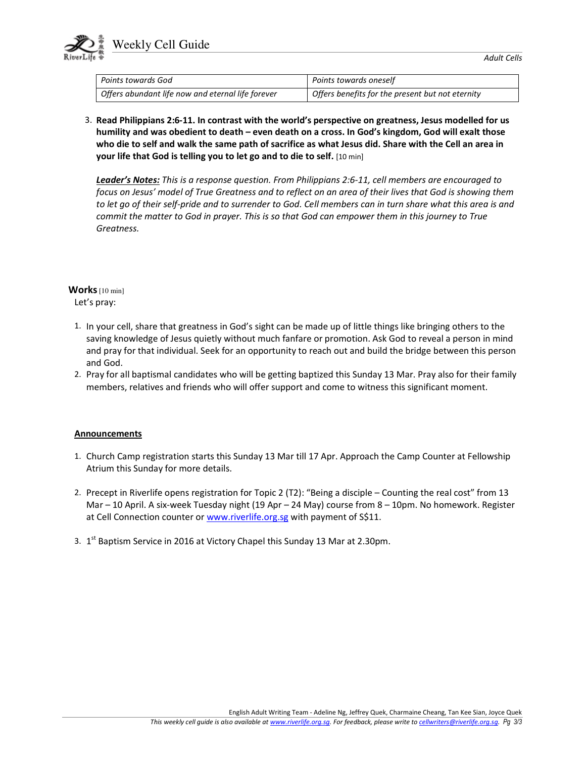| | |
|---|---|
| *Points towards God* | *Points towards oneself* |
| *Offers abundant life now and eternal life forever* | *Offers benefits for the present but not eternity* |

3. **Read Philippians 2:6-11. In contrast with the world's perspective on greatness, Jesus modelled for us humility and was obedient to death – even death on a cross. In God's kingdom, God will exalt those who die to self and walk the same path of sacrifice as what Jesus did. Share with the Cell an area in your life that God is telling you to let go and to die to self.** [10 min]

   ***Leader's Notes:*** *This is a response question. From Philippians 2:6-11, cell members are encouraged to focus on Jesus' model of True Greatness and to reflect on an area of their lives that God is showing them to let go of their self-pride and to surrender to God. Cell members can in turn share what this area is and commit the matter to God in prayer. This is so that God can empower them in this journey to True Greatness.*

**Works** [10 min]

Let's pray:

1. In your cell, share that greatness in God's sight can be made up of little things like bringing others to the saving knowledge of Jesus quietly without much fanfare or promotion. Ask God to reveal a person in mind and pray for that individual. Seek for an opportunity to reach out and build the bridge between this person and God.
2. Pray for all baptismal candidates who will be getting baptized this Sunday 13 Mar. Pray also for their family members, relatives and friends who will offer support and come to witness this significant moment.

**Announcements**

1. Church Camp registration starts this Sunday 13 Mar till 17 Apr. Approach the Camp Counter at Fellowship Atrium this Sunday for more details.

2. Precept in Riverlife opens registration for Topic 2 (T2): "Being a disciple – Counting the real cost" from 13 Mar – 10 April. A six-week Tuesday night (19 Apr – 24 May) course from 8 – 10pm. No homework. Register at Cell Connection counter or www.riverlife.org.sg with payment of S$11.

3. 1st Baptism Service in 2016 at Victory Chapel this Sunday 13 Mar at 2.30pm.

English Adult Writing Team - Adeline Ng, Jeffrey Quek, Charmaine Cheang, Tan Kee Sian, Joyce Quek

*This weekly cell guide is also available at www.riverlife.org.sg. For feedback, please write to cellwriters@riverlife.org.sg.*